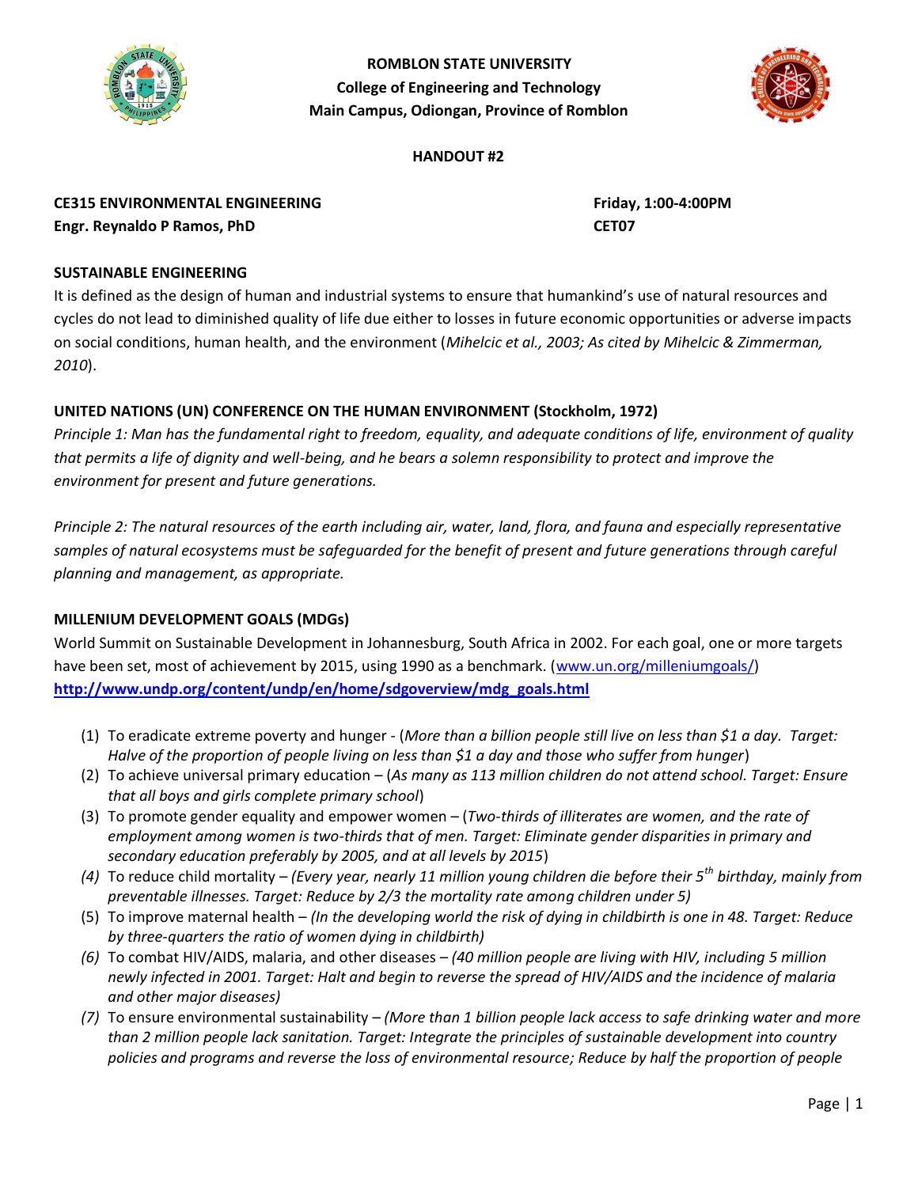**ROMBLON STATE UNIVERSITY**
**College of Engineering and Technology**
**Main Campus, Odiongan, Province of Romblon**

**HANDOUT #2**

**CE315 ENVIRONMENTAL ENGINEERING** — **Friday, 1:00-4:00PM**
**Engr. Reynaldo P Ramos, PhD** — **CET07**

## SUSTAINABLE ENGINEERING

It is defined as the design of human and industrial systems to ensure that humankind's use of natural resources and cycles do not lead to diminished quality of life due either to losses in future economic opportunities or adverse impacts on social conditions, human health, and the environment (*Mihelcic et al., 2003; As cited by Mihelcic & Zimmerman, 2010*).

## UNITED NATIONS (UN) CONFERENCE ON THE HUMAN ENVIRONMENT (Stockholm, 1972)

*Principle 1: Man has the fundamental right to freedom, equality, and adequate conditions of life, environment of quality that permits a life of dignity and well-being, and he bears a solemn responsibility to protect and improve the environment for present and future generations.*

*Principle 2: The natural resources of the earth including air, water, land, flora, and fauna and especially representative samples of natural ecosystems must be safeguarded for the benefit of present and future generations through careful planning and management, as appropriate.*

## MILLENIUM DEVELOPMENT GOALS (MDGs)

World Summit on Sustainable Development in Johannesburg, South Africa in 2002. For each goal, one or more targets have been set, most of achievement by 2015, using 1990 as a benchmark. (www.un.org/milleniumgoals/)
**http://www.undp.org/content/undp/en/home/sdgoverview/mdg_goals.html**

(1) To eradicate extreme poverty and hunger - (*More than a billion people still live on less than $1 a day. Target: Halve of the proportion of people living on less than $1 a day and those who suffer from hunger*)
(2) To achieve universal primary education – (*As many as 113 million children do not attend school. Target: Ensure that all boys and girls complete primary school*)
(3) To promote gender equality and empower women – (*Two-thirds of illiterates are women, and the rate of employment among women is two-thirds that of men. Target: Eliminate gender disparities in primary and secondary education preferably by 2005, and at all levels by 2015*)
(4) To reduce child mortality – *(Every year, nearly 11 million young children die before their 5th birthday, mainly from preventable illnesses. Target: Reduce by 2/3 the mortality rate among children under 5)*
(5) To improve maternal health – *(In the developing world the risk of dying in childbirth is one in 48. Target: Reduce by three-quarters the ratio of women dying in childbirth)*
(6) To combat HIV/AIDS, malaria, and other diseases – *(40 million people are living with HIV, including 5 million newly infected in 2001. Target: Halt and begin to reverse the spread of HIV/AIDS and the incidence of malaria and other major diseases)*
(7) To ensure environmental sustainability – *(More than 1 billion people lack access to safe drinking water and more than 2 million people lack sanitation. Target: Integrate the principles of sustainable development into country policies and programs and reverse the loss of environmental resource; Reduce by half the proportion of people*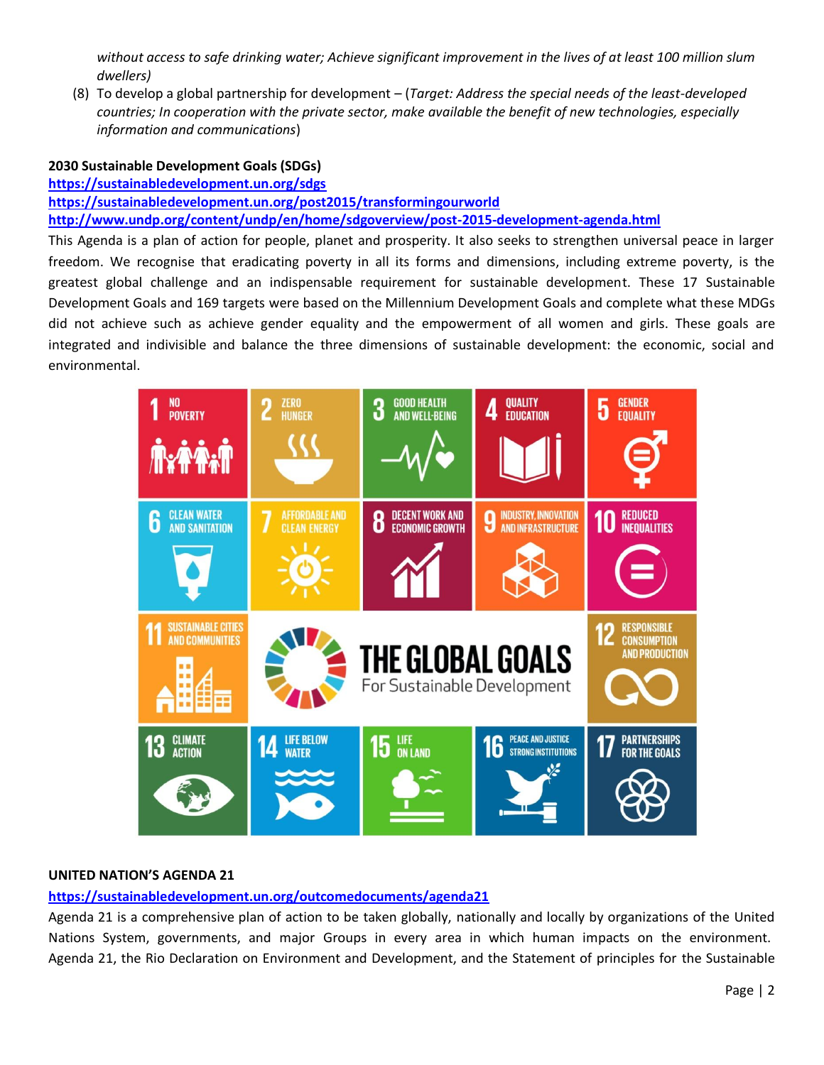*without access to safe drinking water; Achieve significant improvement in the lives of at least 100 million slum dwellers)*

(8) To develop a global partnership for development – (*Target: Address the special needs of the least-developed countries; In cooperation with the private sector, make available the benefit of new technologies, especially information and communications*)

**2030 Sustainable Development Goals (SDGs)**

**https://sustainabledevelopment.un.org/sdgs**

**https://sustainabledevelopment.un.org/post2015/transformingourworld**

**http://www.undp.org/content/undp/en/home/sdgoverview/post-2015-development-agenda.html**

This Agenda is a plan of action for people, planet and prosperity. It also seeks to strengthen universal peace in larger freedom. We recognise that eradicating poverty in all its forms and dimensions, including extreme poverty, is the greatest global challenge and an indispensable requirement for sustainable development. These 17 Sustainable Development Goals and 169 targets were based on the Millennium Development Goals and complete what these MDGs did not achieve such as achieve gender equality and the empowerment of all women and girls. These goals are integrated and indivisible and balance the three dimensions of sustainable development: the economic, social and environmental.

1 NO POVERTY
2 ZERO HUNGER
3 GOOD HEALTH AND WELL-BEING
4 QUALITY EDUCATION
5 GENDER EQUALITY
6 CLEAN WATER AND SANITATION
7 AFFORDABLE AND CLEAN ENERGY
8 DECENT WORK AND ECONOMIC GROWTH
9 INDUSTRY, INNOVATION AND INFRASTRUCTURE
10 REDUCED INEQUALITIES
11 SUSTAINABLE CITIES AND COMMUNITIES
THE GLOBAL GOALS For Sustainable Development
12 RESPONSIBLE CONSUMPTION AND PRODUCTION
13 CLIMATE ACTION
14 LIFE BELOW WATER
15 LIFE ON LAND
16 PEACE AND JUSTICE STRONG INSTITUTIONS
17 PARTNERSHIPS FOR THE GOALS

**UNITED NATION'S AGENDA 21**

**https://sustainabledevelopment.un.org/outcomedocuments/agenda21**

Agenda 21 is a comprehensive plan of action to be taken globally, nationally and locally by organizations of the United Nations System, governments, and major Groups in every area in which human impacts on the environment. Agenda 21, the Rio Declaration on Environment and Development, and the Statement of principles for the Sustainable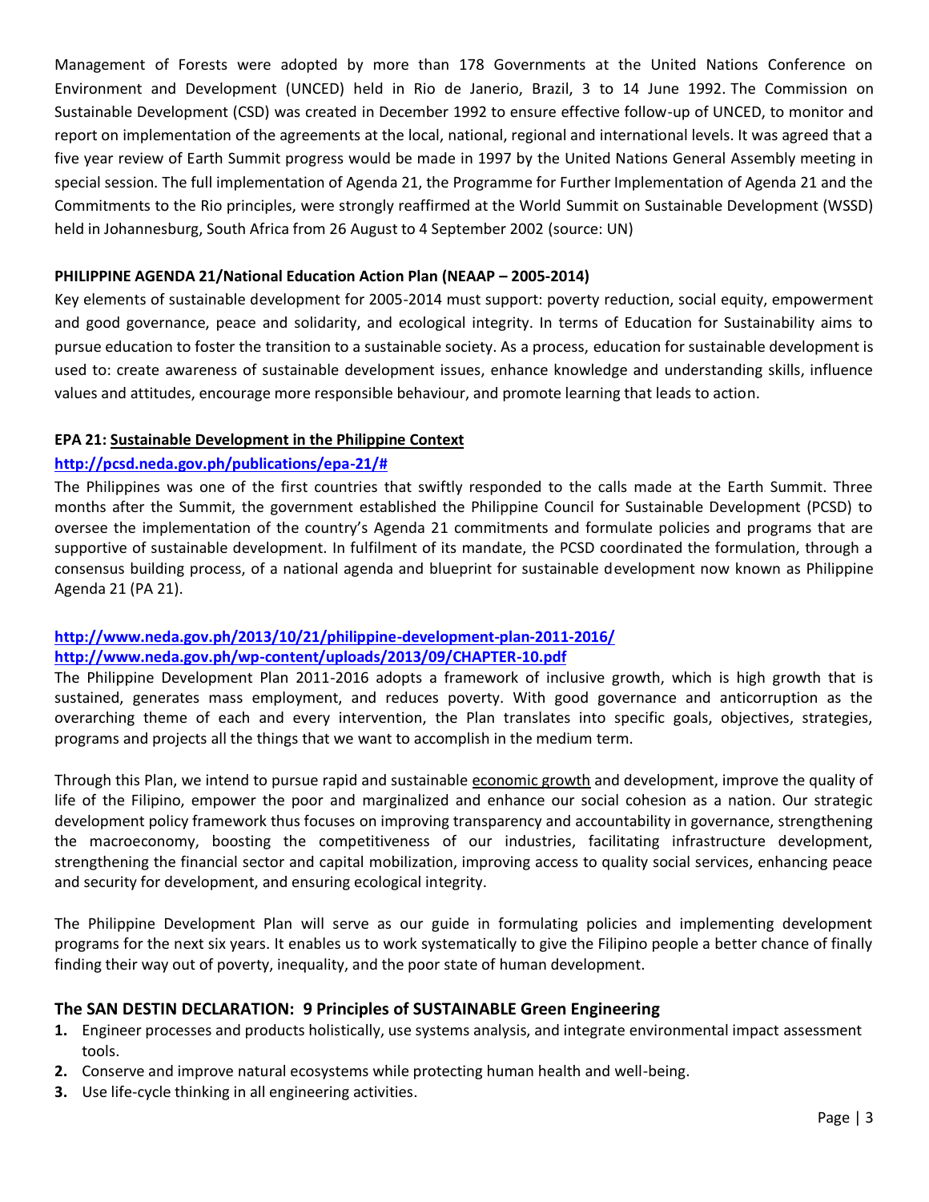Management of Forests were adopted by more than 178 Governments at the United Nations Conference on Environment and Development (UNCED) held in Rio de Janerio, Brazil, 3 to 14 June 1992. The Commission on Sustainable Development (CSD) was created in December 1992 to ensure effective follow-up of UNCED, to monitor and report on implementation of the agreements at the local, national, regional and international levels. It was agreed that a five year review of Earth Summit progress would be made in 1997 by the United Nations General Assembly meeting in special session. The full implementation of Agenda 21, the Programme for Further Implementation of Agenda 21 and the Commitments to the Rio principles, were strongly reaffirmed at the World Summit on Sustainable Development (WSSD) held in Johannesburg, South Africa from 26 August to 4 September 2002 (source: UN)

**PHILIPPINE AGENDA 21/National Education Action Plan (NEAAP – 2005-2014)**

Key elements of sustainable development for 2005-2014 must support: poverty reduction, social equity, empowerment and good governance, peace and solidarity, and ecological integrity. In terms of Education for Sustainability aims to pursue education to foster the transition to a sustainable society. As a process, education for sustainable development is used to: create awareness of sustainable development issues, enhance knowledge and understanding skills, influence values and attitudes, encourage more responsible behaviour, and promote learning that leads to action.

**EPA 21: Sustainable Development in the Philippine Context**

**http://pcsd.neda.gov.ph/publications/epa-21/#**

The Philippines was one of the first countries that swiftly responded to the calls made at the Earth Summit. Three months after the Summit, the government established the Philippine Council for Sustainable Development (PCSD) to oversee the implementation of the country's Agenda 21 commitments and formulate policies and programs that are supportive of sustainable development. In fulfilment of its mandate, the PCSD coordinated the formulation, through a consensus building process, of a national agenda and blueprint for sustainable development now known as Philippine Agenda 21 (PA 21).

**http://www.neda.gov.ph/2013/10/21/philippine-development-plan-2011-2016/**
**http://www.neda.gov.ph/wp-content/uploads/2013/09/CHAPTER-10.pdf**

The Philippine Development Plan 2011-2016 adopts a framework of inclusive growth, which is high growth that is sustained, generates mass employment, and reduces poverty. With good governance and anticorruption as the overarching theme of each and every intervention, the Plan translates into specific goals, objectives, strategies, programs and projects all the things that we want to accomplish in the medium term.

Through this Plan, we intend to pursue rapid and sustainable economic growth and development, improve the quality of life of the Filipino, empower the poor and marginalized and enhance our social cohesion as a nation. Our strategic development policy framework thus focuses on improving transparency and accountability in governance, strengthening the macroeconomy, boosting the competitiveness of our industries, facilitating infrastructure development, strengthening the financial sector and capital mobilization, improving access to quality social services, enhancing peace and security for development, and ensuring ecological integrity.

The Philippine Development Plan will serve as our guide in formulating policies and implementing development programs for the next six years. It enables us to work systematically to give the Filipino people a better chance of finally finding their way out of poverty, inequality, and the poor state of human development.

## The SAN DESTIN DECLARATION: 9 Principles of SUSTAINABLE Green Engineering

1. Engineer processes and products holistically, use systems analysis, and integrate environmental impact assessment tools.
2. Conserve and improve natural ecosystems while protecting human health and well-being.
3. Use life-cycle thinking in all engineering activities.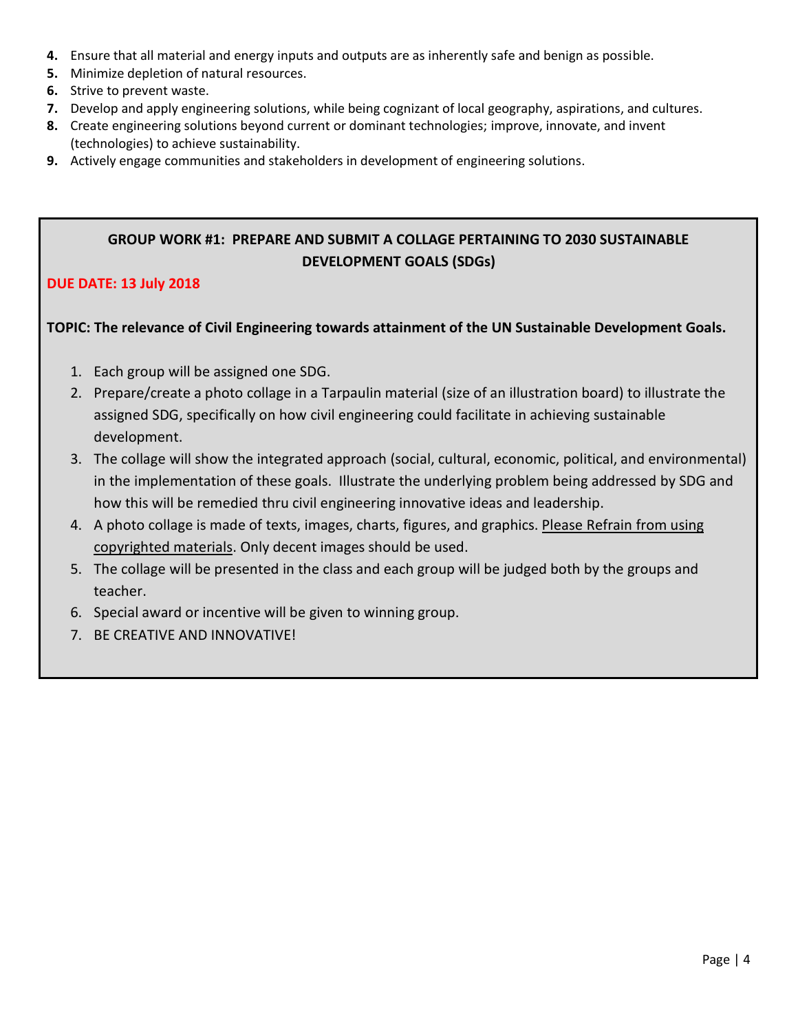4. Ensure that all material and energy inputs and outputs are as inherently safe and benign as possible.
5. Minimize depletion of natural resources.
6. Strive to prevent waste.
7. Develop and apply engineering solutions, while being cognizant of local geography, aspirations, and cultures.
8. Create engineering solutions beyond current or dominant technologies; improve, innovate, and invent (technologies) to achieve sustainability.
9. Actively engage communities and stakeholders in development of engineering solutions.

**GROUP WORK #1: PREPARE AND SUBMIT A COLLAGE PERTAINING TO 2030 SUSTAINABLE DEVELOPMENT GOALS (SDGs)**

**DUE DATE: 13 July 2018**

**TOPIC: The relevance of Civil Engineering towards attainment of the UN Sustainable Development Goals.**

1. Each group will be assigned one SDG.
2. Prepare/create a photo collage in a Tarpaulin material (size of an illustration board) to illustrate the assigned SDG, specifically on how civil engineering could facilitate in achieving sustainable development.
3. The collage will show the integrated approach (social, cultural, economic, political, and environmental) in the implementation of these goals. Illustrate the underlying problem being addressed by SDG and how this will be remedied thru civil engineering innovative ideas and leadership.
4. A photo collage is made of texts, images, charts, figures, and graphics. Please Refrain from using copyrighted materials. Only decent images should be used.
5. The collage will be presented in the class and each group will be judged both by the groups and teacher.
6. Special award or incentive will be given to winning group.
7. BE CREATIVE AND INNOVATIVE!